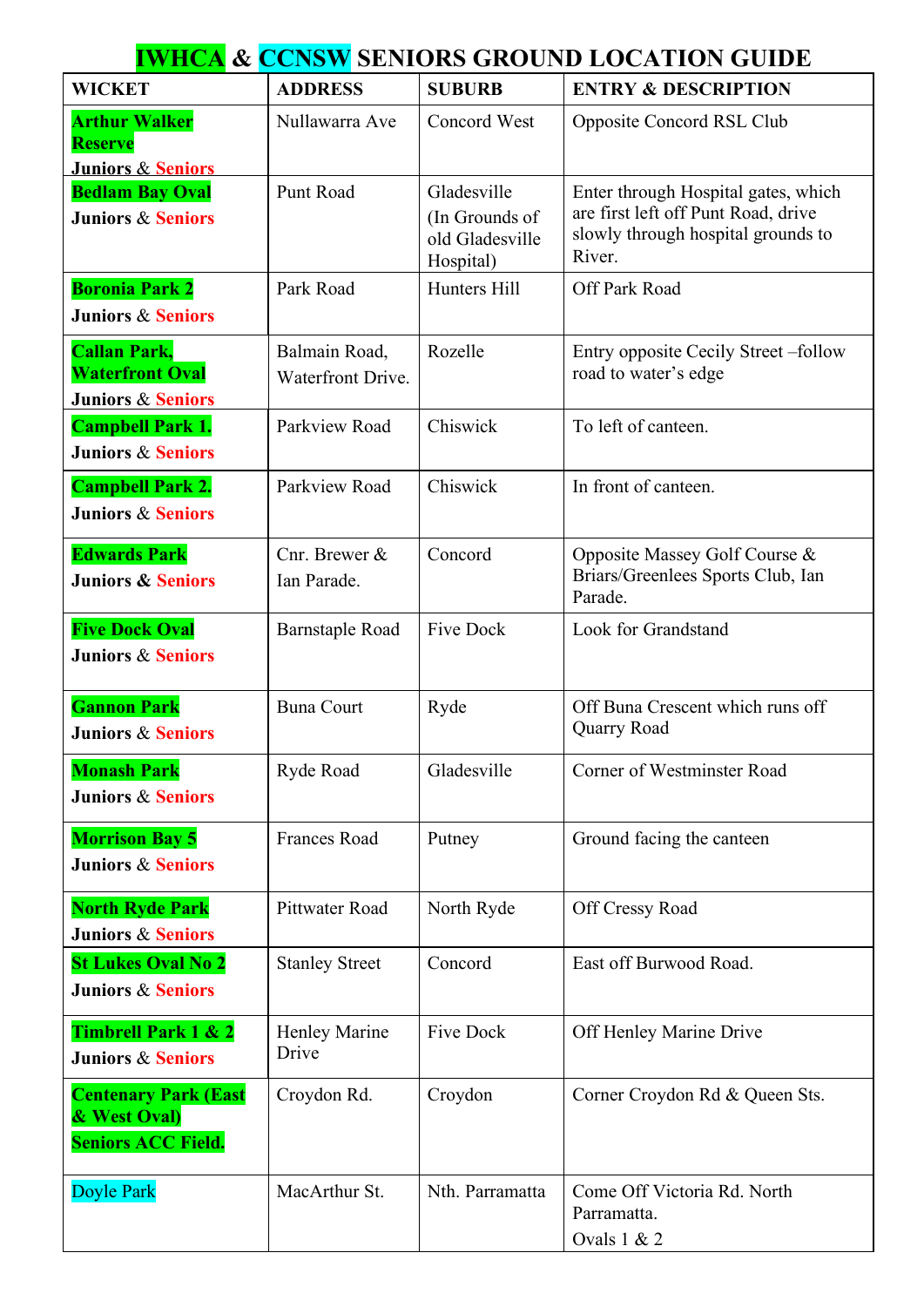# IWHCA & CCNSW SENIORS GROUND LOCATION GUIDE

| WICKET | ADDRESS | SUBURB | ENTRY & DESCRIPTION |
|---|---|---|---|
| **Arthur Walker Reserve**<br>**Juniors & Seniors** | Nullawarra Ave | Concord West | Opposite Concord RSL Club |
| **Bedlam Bay Oval**<br>**Juniors & Seniors** | Punt Road | Gladesville (In Grounds of old Gladesville Hospital) | Enter through Hospital gates, which are first left off Punt Road, drive slowly through hospital grounds to River. |
| **Boronia Park 2**<br>**Juniors & Seniors** | Park Road | Hunters Hill | Off Park Road |
| **Callan Park, Waterfront Oval**<br>**Juniors & Seniors** | Balmain Road, Waterfront Drive. | Rozelle | Entry opposite Cecily Street –follow road to water's edge |
| **Campbell Park 1.**<br>**Juniors & Seniors** | Parkview Road | Chiswick | To left of canteen. |
| **Campbell Park 2.**<br>**Juniors & Seniors** | Parkview Road | Chiswick | In front of canteen. |
| **Edwards Park**<br>**Juniors & Seniors** | Cnr. Brewer & Ian Parade. | Concord | Opposite Massey Golf Course & Briars/Greenlees Sports Club, Ian Parade. |
| **Five Dock Oval**<br>**Juniors & Seniors** | Barnstaple Road | Five Dock | Look for Grandstand |
| **Gannon Park**<br>**Juniors & Seniors** | Buna Court | Ryde | Off Buna Crescent which runs off Quarry Road |
| **Monash Park**<br>**Juniors & Seniors** | Ryde Road | Gladesville | Corner of Westminster Road |
| **Morrison Bay 5**<br>**Juniors & Seniors** | Frances Road | Putney | Ground facing the canteen |
| **North Ryde Park**<br>**Juniors & Seniors** | Pittwater Road | North Ryde | Off Cressy Road |
| **St Lukes Oval No 2**<br>**Juniors & Seniors** | Stanley Street | Concord | East off Burwood Road. |
| **Timbrell Park 1 & 2**<br>**Juniors & Seniors** | Henley Marine Drive | Five Dock | Off Henley Marine Drive |
| **Centenary Park (East & West Oval)**<br>**Seniors ACC Field.** | Croydon Rd. | Croydon | Corner Croydon Rd & Queen Sts. |
| Doyle Park | MacArthur St. | Nth. Parramatta | Come Off Victoria Rd. North Parramatta.<br>Ovals 1 & 2 |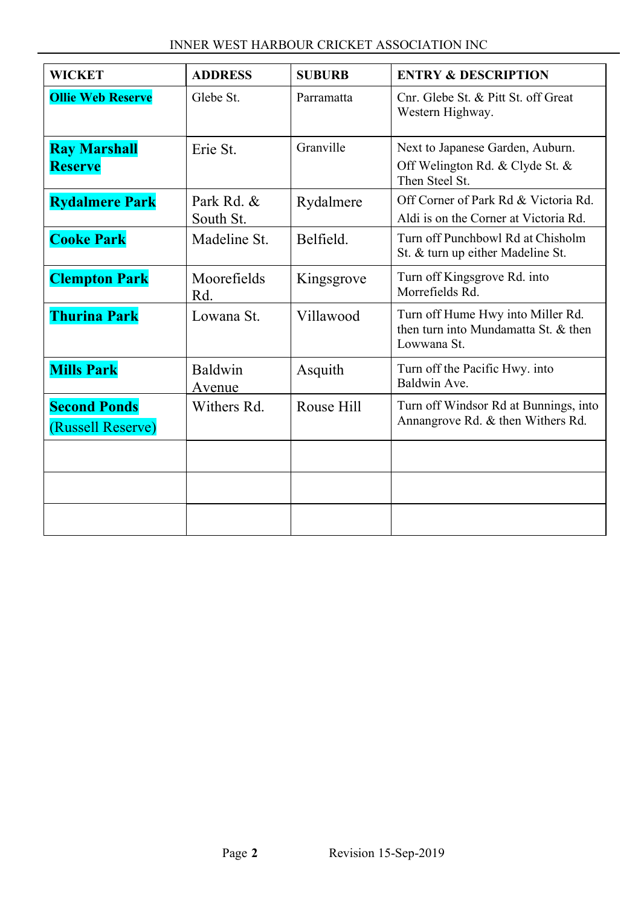| WICKET | ADDRESS | SUBURB | ENTRY & DESCRIPTION |
|---|---|---|---|
| **Ollie Web Reserve** | Glebe St. | Parramatta | Cnr. Glebe St. & Pitt St. off Great Western Highway. |
| **Ray Marshall Reserve** | Erie St. | Granville | Next to Japanese Garden, Auburn. Off Welington Rd. & Clyde St. & Then Steel St. |
| **Rydalmere Park** | Park Rd. & South St. | Rydalmere | Off Corner of Park Rd & Victoria Rd. Aldi is on the Corner at Victoria Rd. |
| **Cooke Park** | Madeline St. | Belfield. | Turn off Punchbowl Rd at Chisholm St. & turn up either Madeline St. |
| **Clempton Park** | Moorefields Rd. | Kingsgrove | Turn off Kingsgrove Rd. into Morrefields Rd. |
| **Thurina Park** | Lowana St. | Villawood | Turn off Hume Hwy into Miller Rd. then turn into Mundamatta St. & then Lowwana St. |
| **Mills Park** | Baldwin Avenue | Asquith | Turn off the Pacific Hwy. into Baldwin Ave. |
| **Second Ponds** (Russell Reserve) | Withers Rd. | Rouse Hill | Turn off Windsor Rd at Bunnings, into Annangrove Rd. & then Withers Rd. |
| | | | |
| | | | |
| | | | |

Revision 15-Sep-2019